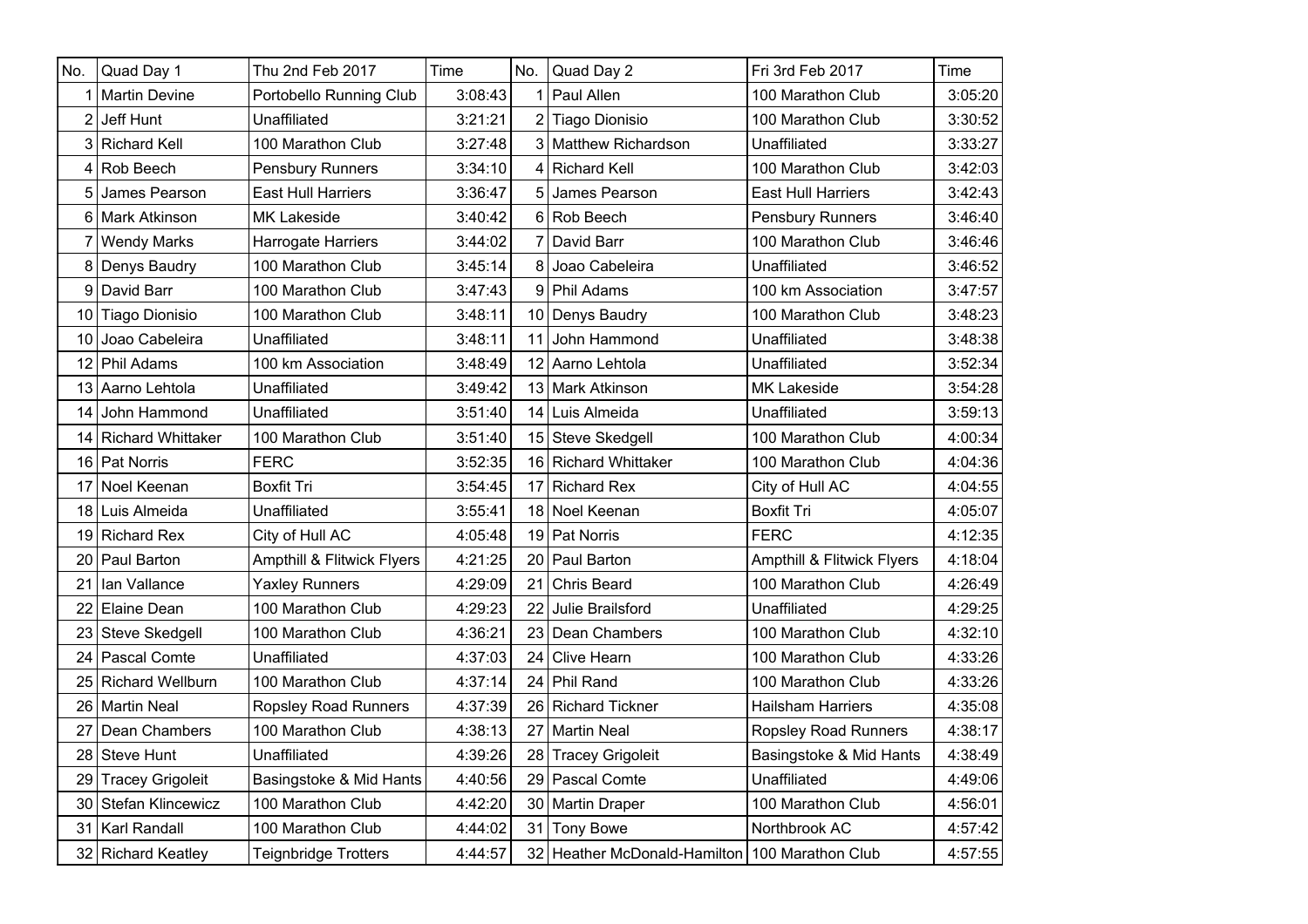| No. | Quad Day 1 | Thu 2nd Feb 2017 | Time | No. | Quad Day 2 | Fri 3rd Feb 2017 | Time |
|---|---|---|---|---|---|---|---|
| 1 | Martin Devine | Portobello Running Club | 3:08:43 | 1 | Paul Allen | 100 Marathon Club | 3:05:20 |
| 2 | Jeff Hunt | Unaffiliated | 3:21:21 | 2 | Tiago Dionisio | 100 Marathon Club | 3:30:52 |
| 3 | Richard Kell | 100 Marathon Club | 3:27:48 | 3 | Matthew Richardson | Unaffiliated | 3:33:27 |
| 4 | Rob Beech | Pensbury Runners | 3:34:10 | 4 | Richard Kell | 100 Marathon Club | 3:42:03 |
| 5 | James Pearson | East Hull Harriers | 3:36:47 | 5 | James Pearson | East Hull Harriers | 3:42:43 |
| 6 | Mark Atkinson | MK Lakeside | 3:40:42 | 6 | Rob Beech | Pensbury Runners | 3:46:40 |
| 7 | Wendy Marks | Harrogate Harriers | 3:44:02 | 7 | David Barr | 100 Marathon Club | 3:46:46 |
| 8 | Denys Baudry | 100 Marathon Club | 3:45:14 | 8 | Joao Cabeleira | Unaffiliated | 3:46:52 |
| 9 | David Barr | 100 Marathon Club | 3:47:43 | 9 | Phil Adams | 100 km Association | 3:47:57 |
| 10 | Tiago Dionisio | 100 Marathon Club | 3:48:11 | 10 | Denys Baudry | 100 Marathon Club | 3:48:23 |
| 10 | Joao Cabeleira | Unaffiliated | 3:48:11 | 11 | John Hammond | Unaffiliated | 3:48:38 |
| 12 | Phil Adams | 100 km Association | 3:48:49 | 12 | Aarno Lehtola | Unaffiliated | 3:52:34 |
| 13 | Aarno Lehtola | Unaffiliated | 3:49:42 | 13 | Mark Atkinson | MK Lakeside | 3:54:28 |
| 14 | John Hammond | Unaffiliated | 3:51:40 | 14 | Luis Almeida | Unaffiliated | 3:59:13 |
| 14 | Richard Whittaker | 100 Marathon Club | 3:51:40 | 15 | Steve Skedgell | 100 Marathon Club | 4:00:34 |
| 16 | Pat Norris | FERC | 3:52:35 | 16 | Richard Whittaker | 100 Marathon Club | 4:04:36 |
| 17 | Noel Keenan | Boxfit Tri | 3:54:45 | 17 | Richard Rex | City of Hull AC | 4:04:55 |
| 18 | Luis Almeida | Unaffiliated | 3:55:41 | 18 | Noel Keenan | Boxfit Tri | 4:05:07 |
| 19 | Richard Rex | City of Hull AC | 4:05:48 | 19 | Pat Norris | FERC | 4:12:35 |
| 20 | Paul Barton | Ampthill & Flitwick Flyers | 4:21:25 | 20 | Paul Barton | Ampthill & Flitwick Flyers | 4:18:04 |
| 21 | Ian Vallance | Yaxley Runners | 4:29:09 | 21 | Chris Beard | 100 Marathon Club | 4:26:49 |
| 22 | Elaine Dean | 100 Marathon Club | 4:29:23 | 22 | Julie Brailsford | Unaffiliated | 4:29:25 |
| 23 | Steve Skedgell | 100 Marathon Club | 4:36:21 | 23 | Dean Chambers | 100 Marathon Club | 4:32:10 |
| 24 | Pascal Comte | Unaffiliated | 4:37:03 | 24 | Clive Hearn | 100 Marathon Club | 4:33:26 |
| 25 | Richard Wellburn | 100 Marathon Club | 4:37:14 | 24 | Phil Rand | 100 Marathon Club | 4:33:26 |
| 26 | Martin Neal | Ropsley Road Runners | 4:37:39 | 26 | Richard Tickner | Hailsham Harriers | 4:35:08 |
| 27 | Dean Chambers | 100 Marathon Club | 4:38:13 | 27 | Martin Neal | Ropsley Road Runners | 4:38:17 |
| 28 | Steve Hunt | Unaffiliated | 4:39:26 | 28 | Tracey Grigoleit | Basingstoke & Mid Hants | 4:38:49 |
| 29 | Tracey Grigoleit | Basingstoke & Mid Hants | 4:40:56 | 29 | Pascal Comte | Unaffiliated | 4:49:06 |
| 30 | Stefan Klincewicz | 100 Marathon Club | 4:42:20 | 30 | Martin Draper | 100 Marathon Club | 4:56:01 |
| 31 | Karl Randall | 100 Marathon Club | 4:44:02 | 31 | Tony Bowe | Northbrook AC | 4:57:42 |
| 32 | Richard Keatley | Teignbridge Trotters | 4:44:57 | 32 | Heather McDonald-Hamilton | 100 Marathon Club | 4:57:55 |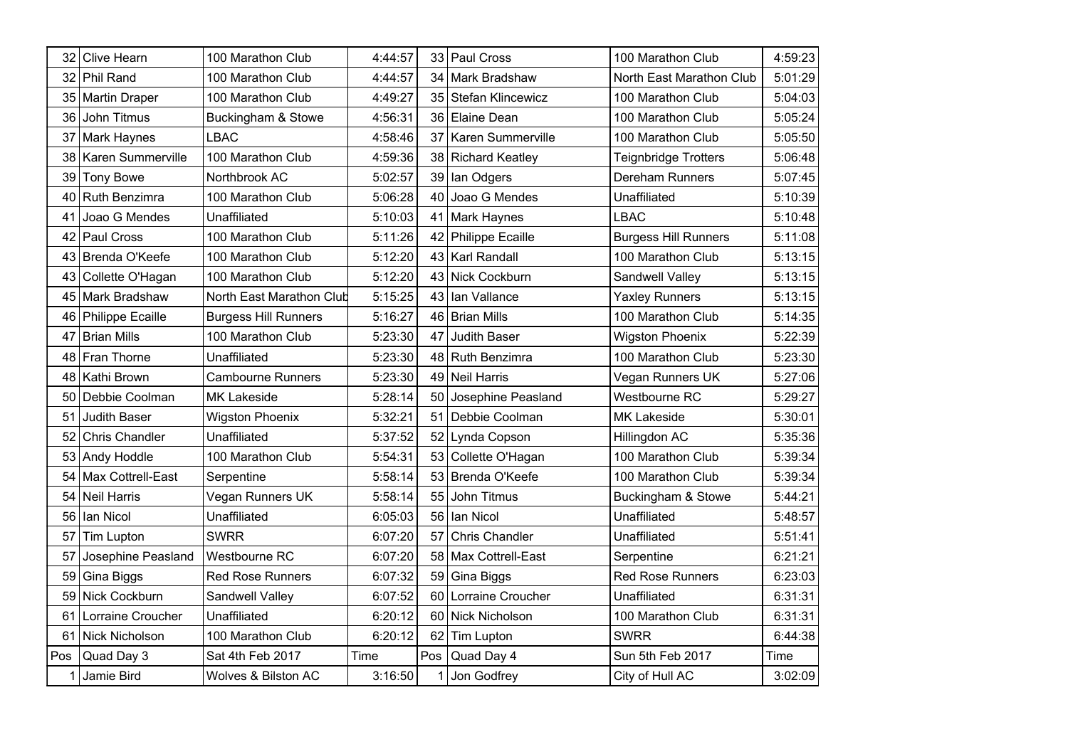| | | | | | | | |
|---|---|---|---|---|---|---|---|
| 32 | Clive Hearn | 100 Marathon Club | 4:44:57 | 33 | Paul Cross | 100 Marathon Club | 4:59:23 |
| 32 | Phil Rand | 100 Marathon Club | 4:44:57 | 34 | Mark Bradshaw | North East Marathon Club | 5:01:29 |
| 35 | Martin Draper | 100 Marathon Club | 4:49:27 | 35 | Stefan Klincewicz | 100 Marathon Club | 5:04:03 |
| 36 | John Titmus | Buckingham & Stowe | 4:56:31 | 36 | Elaine Dean | 100 Marathon Club | 5:05:24 |
| 37 | Mark Haynes | LBAC | 4:58:46 | 37 | Karen Summerville | 100 Marathon Club | 5:05:50 |
| 38 | Karen Summerville | 100 Marathon Club | 4:59:36 | 38 | Richard Keatley | Teignbridge Trotters | 5:06:48 |
| 39 | Tony Bowe | Northbrook AC | 5:02:57 | 39 | Ian Odgers | Dereham Runners | 5:07:45 |
| 40 | Ruth Benzimra | 100 Marathon Club | 5:06:28 | 40 | Joao G Mendes | Unaffiliated | 5:10:39 |
| 41 | Joao G Mendes | Unaffiliated | 5:10:03 | 41 | Mark Haynes | LBAC | 5:10:48 |
| 42 | Paul Cross | 100 Marathon Club | 5:11:26 | 42 | Philippe Ecaille | Burgess Hill Runners | 5:11:08 |
| 43 | Brenda O'Keefe | 100 Marathon Club | 5:12:20 | 43 | Karl Randall | 100 Marathon Club | 5:13:15 |
| 43 | Collette O'Hagan | 100 Marathon Club | 5:12:20 | 43 | Nick Cockburn | Sandwell Valley | 5:13:15 |
| 45 | Mark Bradshaw | North East Marathon Club | 5:15:25 | 43 | Ian Vallance | Yaxley Runners | 5:13:15 |
| 46 | Philippe Ecaille | Burgess Hill Runners | 5:16:27 | 46 | Brian Mills | 100 Marathon Club | 5:14:35 |
| 47 | Brian Mills | 100 Marathon Club | 5:23:30 | 47 | Judith Baser | Wigston Phoenix | 5:22:39 |
| 48 | Fran Thorne | Unaffiliated | 5:23:30 | 48 | Ruth Benzimra | 100 Marathon Club | 5:23:30 |
| 48 | Kathi Brown | Cambourne Runners | 5:23:30 | 49 | Neil Harris | Vegan Runners UK | 5:27:06 |
| 50 | Debbie Coolman | MK Lakeside | 5:28:14 | 50 | Josephine Peasland | Westbourne RC | 5:29:27 |
| 51 | Judith Baser | Wigston Phoenix | 5:32:21 | 51 | Debbie Coolman | MK Lakeside | 5:30:01 |
| 52 | Chris Chandler | Unaffiliated | 5:37:52 | 52 | Lynda Copson | Hillingdon AC | 5:35:36 |
| 53 | Andy Hoddle | 100 Marathon Club | 5:54:31 | 53 | Collette O'Hagan | 100 Marathon Club | 5:39:34 |
| 54 | Max Cottrell-East | Serpentine | 5:58:14 | 53 | Brenda O'Keefe | 100 Marathon Club | 5:39:34 |
| 54 | Neil Harris | Vegan Runners UK | 5:58:14 | 55 | John Titmus | Buckingham & Stowe | 5:44:21 |
| 56 | Ian Nicol | Unaffiliated | 6:05:03 | 56 | Ian Nicol | Unaffiliated | 5:48:57 |
| 57 | Tim Lupton | SWRR | 6:07:20 | 57 | Chris Chandler | Unaffiliated | 5:51:41 |
| 57 | Josephine Peasland | Westbourne RC | 6:07:20 | 58 | Max Cottrell-East | Serpentine | 6:21:21 |
| 59 | Gina Biggs | Red Rose Runners | 6:07:32 | 59 | Gina Biggs | Red Rose Runners | 6:23:03 |
| 59 | Nick Cockburn | Sandwell Valley | 6:07:52 | 60 | Lorraine Croucher | Unaffiliated | 6:31:31 |
| 61 | Lorraine Croucher | Unaffiliated | 6:20:12 | 60 | Nick Nicholson | 100 Marathon Club | 6:31:31 |
| 61 | Nick Nicholson | 100 Marathon Club | 6:20:12 | 62 | Tim Lupton | SWRR | 6:44:38 |
| Pos | Quad Day 3 | Sat 4th Feb 2017 | Time | Pos | Quad Day 4 | Sun 5th Feb 2017 | Time |
| 1 | Jamie Bird | Wolves & Bilston AC | 3:16:50 | 1 | Jon Godfrey | City of Hull AC | 3:02:09 |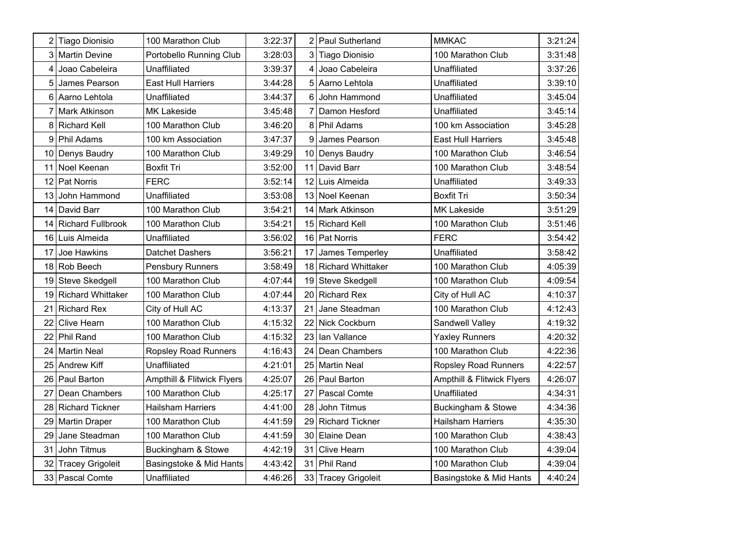| | | | | | | | |
|---|---|---|---|---|---|---|---|
| 2 | Tiago Dionisio | 100 Marathon Club | 3:22:37 | 2 | Paul Sutherland | MMKAC | 3:21:24 |
| 3 | Martin Devine | Portobello Running Club | 3:28:03 | 3 | Tiago Dionisio | 100 Marathon Club | 3:31:48 |
| 4 | Joao Cabeleira | Unaffiliated | 3:39:37 | 4 | Joao Cabeleira | Unaffiliated | 3:37:26 |
| 5 | James Pearson | East Hull Harriers | 3:44:28 | 5 | Aarno Lehtola | Unaffiliated | 3:39:10 |
| 6 | Aarno Lehtola | Unaffiliated | 3:44:37 | 6 | John Hammond | Unaffiliated | 3:45:04 |
| 7 | Mark Atkinson | MK Lakeside | 3:45:48 | 7 | Damon Hesford | Unaffiliated | 3:45:14 |
| 8 | Richard Kell | 100 Marathon Club | 3:46:20 | 8 | Phil Adams | 100 km Association | 3:45:28 |
| 9 | Phil Adams | 100 km Association | 3:47:37 | 9 | James Pearson | East Hull Harriers | 3:45:48 |
| 10 | Denys Baudry | 100 Marathon Club | 3:49:29 | 10 | Denys Baudry | 100 Marathon Club | 3:46:54 |
| 11 | Noel Keenan | Boxfit Tri | 3:52:00 | 11 | David Barr | 100 Marathon Club | 3:48:54 |
| 12 | Pat Norris | FERC | 3:52:14 | 12 | Luis Almeida | Unaffiliated | 3:49:33 |
| 13 | John Hammond | Unaffiliated | 3:53:08 | 13 | Noel Keenan | Boxfit Tri | 3:50:34 |
| 14 | David Barr | 100 Marathon Club | 3:54:21 | 14 | Mark Atkinson | MK Lakeside | 3:51:29 |
| 14 | Richard Fullbrook | 100 Marathon Club | 3:54:21 | 15 | Richard Kell | 100 Marathon Club | 3:51:46 |
| 16 | Luis Almeida | Unaffiliated | 3:56:02 | 16 | Pat Norris | FERC | 3:54:42 |
| 17 | Joe Hawkins | Datchet Dashers | 3:56:21 | 17 | James Temperley | Unaffiliated | 3:58:42 |
| 18 | Rob Beech | Pensbury Runners | 3:58:49 | 18 | Richard Whittaker | 100 Marathon Club | 4:05:39 |
| 19 | Steve Skedgell | 100 Marathon Club | 4:07:44 | 19 | Steve Skedgell | 100 Marathon Club | 4:09:54 |
| 19 | Richard Whittaker | 100 Marathon Club | 4:07:44 | 20 | Richard Rex | City of Hull AC | 4:10:37 |
| 21 | Richard Rex | City of Hull AC | 4:13:37 | 21 | Jane Steadman | 100 Marathon Club | 4:12:43 |
| 22 | Clive Hearn | 100 Marathon Club | 4:15:32 | 22 | Nick Cockburn | Sandwell Valley | 4:19:32 |
| 22 | Phil Rand | 100 Marathon Club | 4:15:32 | 23 | Ian Vallance | Yaxley Runners | 4:20:32 |
| 24 | Martin Neal | Ropsley Road Runners | 4:16:43 | 24 | Dean Chambers | 100 Marathon Club | 4:22:36 |
| 25 | Andrew Kiff | Unaffiliated | 4:21:01 | 25 | Martin Neal | Ropsley Road Runners | 4:22:57 |
| 26 | Paul Barton | Ampthill & Flitwick Flyers | 4:25:07 | 26 | Paul Barton | Ampthill & Flitwick Flyers | 4:26:07 |
| 27 | Dean Chambers | 100 Marathon Club | 4:25:17 | 27 | Pascal Comte | Unaffiliated | 4:34:31 |
| 28 | Richard Tickner | Hailsham Harriers | 4:41:00 | 28 | John Titmus | Buckingham & Stowe | 4:34:36 |
| 29 | Martin Draper | 100 Marathon Club | 4:41:59 | 29 | Richard Tickner | Hailsham Harriers | 4:35:30 |
| 29 | Jane Steadman | 100 Marathon Club | 4:41:59 | 30 | Elaine Dean | 100 Marathon Club | 4:38:43 |
| 31 | John Titmus | Buckingham & Stowe | 4:42:19 | 31 | Clive Hearn | 100 Marathon Club | 4:39:04 |
| 32 | Tracey Grigoleit | Basingstoke & Mid Hants | 4:43:42 | 31 | Phil Rand | 100 Marathon Club | 4:39:04 |
| 33 | Pascal Comte | Unaffiliated | 4:46:26 | 33 | Tracey Grigoleit | Basingstoke & Mid Hants | 4:40:24 |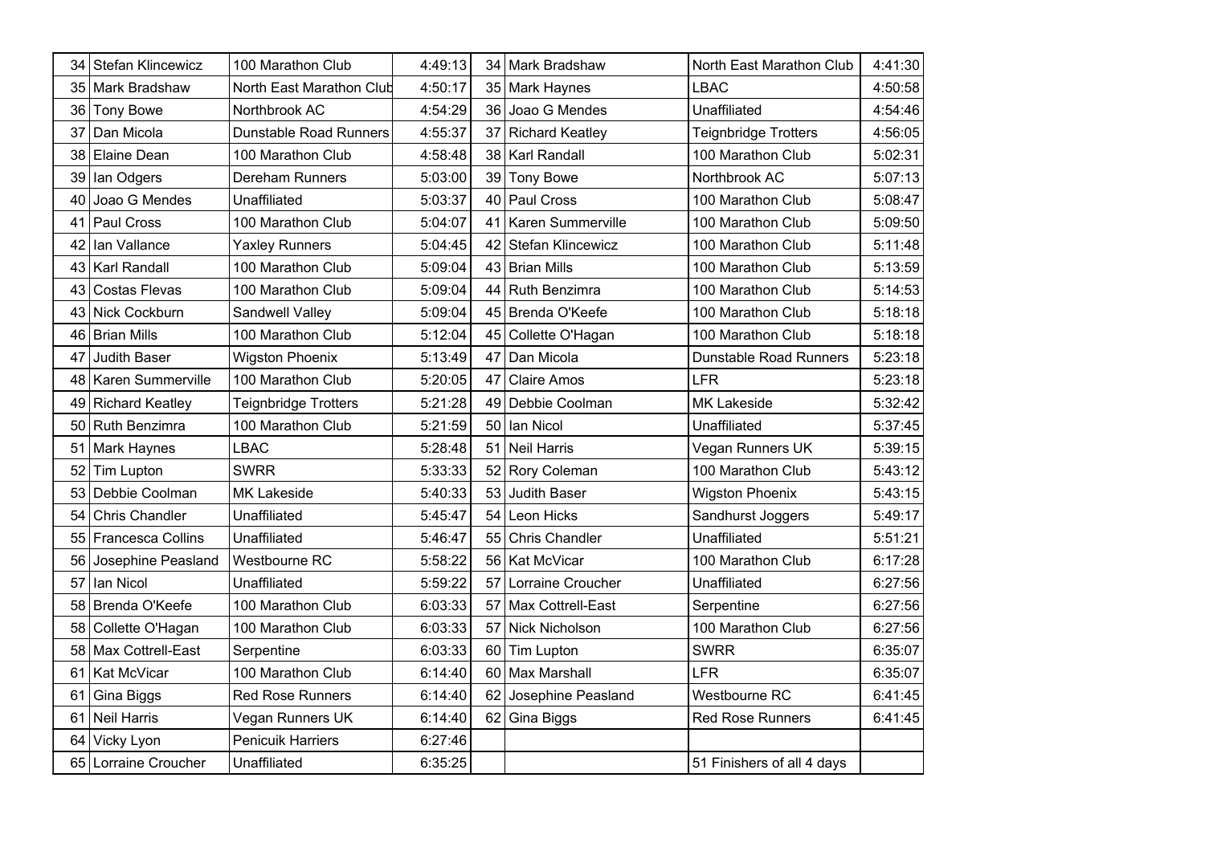| | | | | | | | |
|---|---|---|---|---|---|---|---|
| 34 | Stefan Klincewicz | 100 Marathon Club | 4:49:13 | 34 | Mark Bradshaw | North East Marathon Club | 4:41:30 |
| 35 | Mark Bradshaw | North East Marathon Club | 4:50:17 | 35 | Mark Haynes | LBAC | 4:50:58 |
| 36 | Tony Bowe | Northbrook AC | 4:54:29 | 36 | Joao G Mendes | Unaffiliated | 4:54:46 |
| 37 | Dan Micola | Dunstable Road Runners | 4:55:37 | 37 | Richard Keatley | Teignbridge Trotters | 4:56:05 |
| 38 | Elaine Dean | 100 Marathon Club | 4:58:48 | 38 | Karl Randall | 100 Marathon Club | 5:02:31 |
| 39 | Ian Odgers | Dereham Runners | 5:03:00 | 39 | Tony Bowe | Northbrook AC | 5:07:13 |
| 40 | Joao G Mendes | Unaffiliated | 5:03:37 | 40 | Paul Cross | 100 Marathon Club | 5:08:47 |
| 41 | Paul Cross | 100 Marathon Club | 5:04:07 | 41 | Karen Summerville | 100 Marathon Club | 5:09:50 |
| 42 | Ian Vallance | Yaxley Runners | 5:04:45 | 42 | Stefan Klincewicz | 100 Marathon Club | 5:11:48 |
| 43 | Karl Randall | 100 Marathon Club | 5:09:04 | 43 | Brian Mills | 100 Marathon Club | 5:13:59 |
| 43 | Costas Flevas | 100 Marathon Club | 5:09:04 | 44 | Ruth Benzimra | 100 Marathon Club | 5:14:53 |
| 43 | Nick Cockburn | Sandwell Valley | 5:09:04 | 45 | Brenda O'Keefe | 100 Marathon Club | 5:18:18 |
| 46 | Brian Mills | 100 Marathon Club | 5:12:04 | 45 | Collette O'Hagan | 100 Marathon Club | 5:18:18 |
| 47 | Judith Baser | Wigston Phoenix | 5:13:49 | 47 | Dan Micola | Dunstable Road Runners | 5:23:18 |
| 48 | Karen Summerville | 100 Marathon Club | 5:20:05 | 47 | Claire Amos | LFR | 5:23:18 |
| 49 | Richard Keatley | Teignbridge Trotters | 5:21:28 | 49 | Debbie Coolman | MK Lakeside | 5:32:42 |
| 50 | Ruth Benzimra | 100 Marathon Club | 5:21:59 | 50 | Ian Nicol | Unaffiliated | 5:37:45 |
| 51 | Mark Haynes | LBAC | 5:28:48 | 51 | Neil Harris | Vegan Runners UK | 5:39:15 |
| 52 | Tim Lupton | SWRR | 5:33:33 | 52 | Rory Coleman | 100 Marathon Club | 5:43:12 |
| 53 | Debbie Coolman | MK Lakeside | 5:40:33 | 53 | Judith Baser | Wigston Phoenix | 5:43:15 |
| 54 | Chris Chandler | Unaffiliated | 5:45:47 | 54 | Leon Hicks | Sandhurst Joggers | 5:49:17 |
| 55 | Francesca Collins | Unaffiliated | 5:46:47 | 55 | Chris Chandler | Unaffiliated | 5:51:21 |
| 56 | Josephine Peasland | Westbourne RC | 5:58:22 | 56 | Kat McVicar | 100 Marathon Club | 6:17:28 |
| 57 | Ian Nicol | Unaffiliated | 5:59:22 | 57 | Lorraine Croucher | Unaffiliated | 6:27:56 |
| 58 | Brenda O'Keefe | 100 Marathon Club | 6:03:33 | 57 | Max Cottrell-East | Serpentine | 6:27:56 |
| 58 | Collette O'Hagan | 100 Marathon Club | 6:03:33 | 57 | Nick Nicholson | 100 Marathon Club | 6:27:56 |
| 58 | Max Cottrell-East | Serpentine | 6:03:33 | 60 | Tim Lupton | SWRR | 6:35:07 |
| 61 | Kat McVicar | 100 Marathon Club | 6:14:40 | 60 | Max Marshall | LFR | 6:35:07 |
| 61 | Gina Biggs | Red Rose Runners | 6:14:40 | 62 | Josephine Peasland | Westbourne RC | 6:41:45 |
| 61 | Neil Harris | Vegan Runners UK | 6:14:40 | 62 | Gina Biggs | Red Rose Runners | 6:41:45 |
| 64 | Vicky Lyon | Penicuik Harriers | 6:27:46 | | | | |
| 65 | Lorraine Croucher | Unaffiliated | 6:35:25 | | | 51 Finishers of all 4 days | |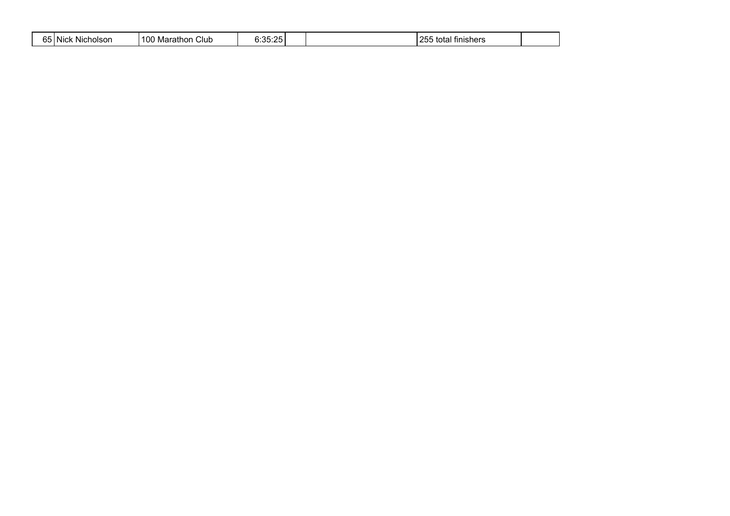| | | | | | | | |
|---|---|---|---|---|---|---|---|
| 65 | Nick Nicholson | 100 Marathon Club | 6:35:25 | | | 255 total finishers | |